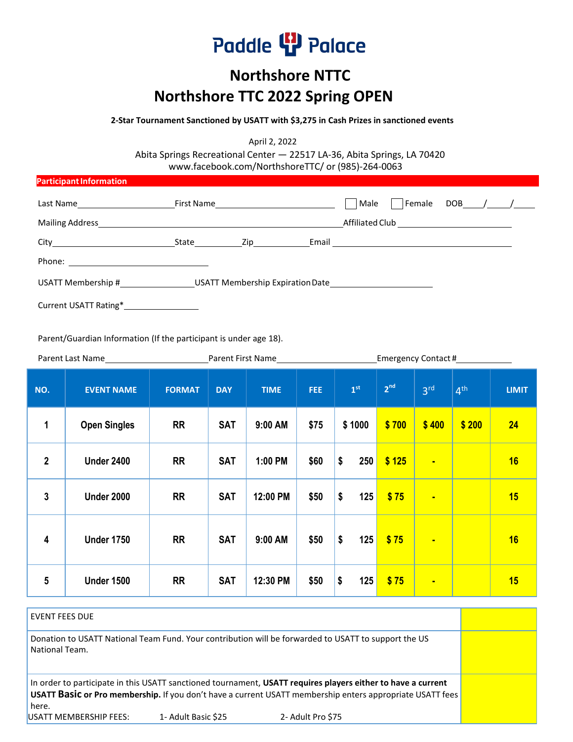Paddle Palace

# Northshore NTTC

# Northshore TTC 2022 Spring OPEN

**2-Star Tournament Sanctioned by USATT with $3,275 in Cash Prizes in sanctioned events**

April 2, 2022

Abita Springs Recreational Center — 22517 LA-36, Abita Springs, LA 70420

www.facebook.com/NorthshoreTTC/ or (985)-264-0063

**Participant Information**

Last Name____________________ First Name__________________________ ☐ Male ☐ Female DOB____/_____/_____

Mailing Address__________________________________________________ Affiliated Club ____________________

City_________________________ State__________ Zip____________ Email ____________________________________

Phone: ____________________________

USATT Membership #_______________ USATT Membership Expiration Date______________________

Current USATT Rating*_______________

Parent/Guardian Information (If the participant is under age 18).

Parent Last Name______________________ Parent First Name_____________________ Emergency Contact #____________

| NO. | EVENT NAME | FORMAT | DAY | TIME | FEE | 1st | 2nd | 3rd | 4th | LIMIT |
|---|---|---|---|---|---|---|---|---|---|---|
| 1 | Open Singles | RR | SAT | 9:00 AM | $75 | $ 1000 | $ 700 | $ 400 | $ 200 | 24 |
| 2 | Under 2400 | RR | SAT | 1:00 PM | $60 | $ 250 | $ 125 | - | | 16 |
| 3 | Under 2000 | RR | SAT | 12:00 PM | $50 | $ 125 | $ 75 | - | | 15 |
| 4 | Under 1750 | RR | SAT | 9:00 AM | $50 | $ 125 | $ 75 | - | | 16 |
| 5 | Under 1500 | RR | SAT | 12:30 PM | $50 | $ 125 | $ 75 | - | | 15 |

| | |
|---|---|
| EVENT FEES DUE | |
| Donation to USATT National Team Fund. Your contribution will be forwarded to USATT to support the US National Team. | |
| In order to participate in this USATT sanctioned tournament, **USATT requires players either to have a current USATT Basic or Pro membership.** If you don't have a current USATT membership enters appropriate USATT fees here.<br>USATT MEMBERSHIP FEES: 1- Adult Basic $25 2- Adult Pro $75 | |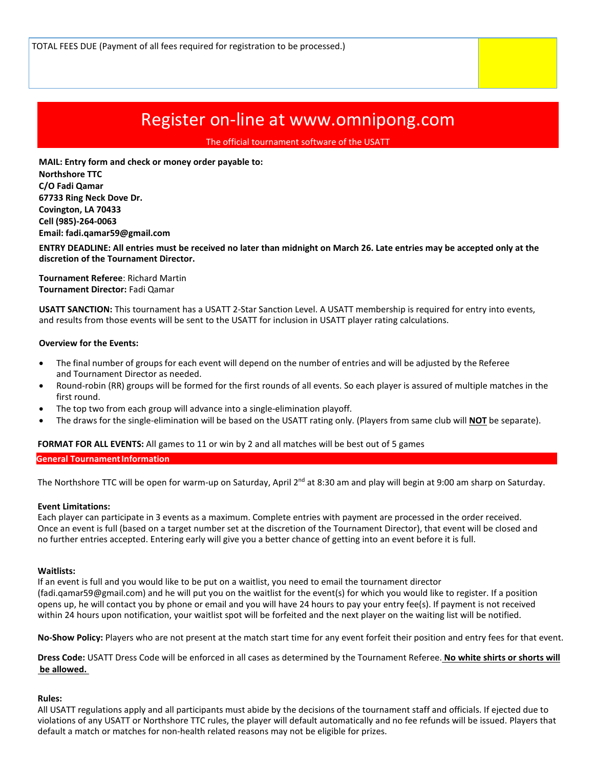| TOTAL FEES DUE (Payment of all fees required for registration to be processed.) | |
|---|---|

## Register on-line at www.omnipong.com

The official tournament software of the USATT

**MAIL: Entry form and check or money order payable to:**
**Northshore TTC**
**C/O Fadi Qamar**
**67733 Ring Neck Dove Dr.**
**Covington, LA 70433**
**Cell (985)-264-0063**
**Email: fadi.qamar59@gmail.com**

**ENTRY DEADLINE: All entries must be received no later than midnight on March 26. Late entries may be accepted only at the discretion of the Tournament Director.**

**Tournament Referee**: Richard Martin
**Tournament Director:** Fadi Qamar

**USATT SANCTION:** This tournament has a USATT 2-Star Sanction Level. A USATT membership is required for entry into events, and results from those events will be sent to the USATT for inclusion in USATT player rating calculations.

**Overview for the Events:**

- The final number of groups for each event will depend on the number of entries and will be adjusted by the Referee and Tournament Director as needed.
- Round-robin (RR) groups will be formed for the first rounds of all events. So each player is assured of multiple matches in the first round.
- The top two from each group will advance into a single-elimination playoff.
- The draws for the single-elimination will be based on the USATT rating only. (Players from same club will **NOT** be separate).

**FORMAT FOR ALL EVENTS:** All games to 11 or win by 2 and all matches will be best out of 5 games

## General Tournament Information

The Northshore TTC will be open for warm-up on Saturday, April 2nd at 8:30 am and play will begin at 9:00 am sharp on Saturday.

**Event Limitations:**
Each player can participate in 3 events as a maximum. Complete entries with payment are processed in the order received. Once an event is full (based on a target number set at the discretion of the Tournament Director), that event will be closed and no further entries accepted. Entering early will give you a better chance of getting into an event before it is full.

**Waitlists:**
If an event is full and you would like to be put on a waitlist, you need to email the tournament director (fadi.qamar59@gmail.com) and he will put you on the waitlist for the event(s) for which you would like to register. If a position opens up, he will contact you by phone or email and you will have 24 hours to pay your entry fee(s). If payment is not received within 24 hours upon notification, your waitlist spot will be forfeited and the next player on the waiting list will be notified.

**No-Show Policy:** Players who are not present at the match start time for any event forfeit their position and entry fees for that event.

**Dress Code:** USATT Dress Code will be enforced in all cases as determined by the Tournament Referee. **No white shirts or shorts will be allowed.**

**Rules:**
All USATT regulations apply and all participants must abide by the decisions of the tournament staff and officials. If ejected due to violations of any USATT or Northshore TTC rules, the player will default automatically and no fee refunds will be issued. Players that default a match or matches for non-health related reasons may not be eligible for prizes.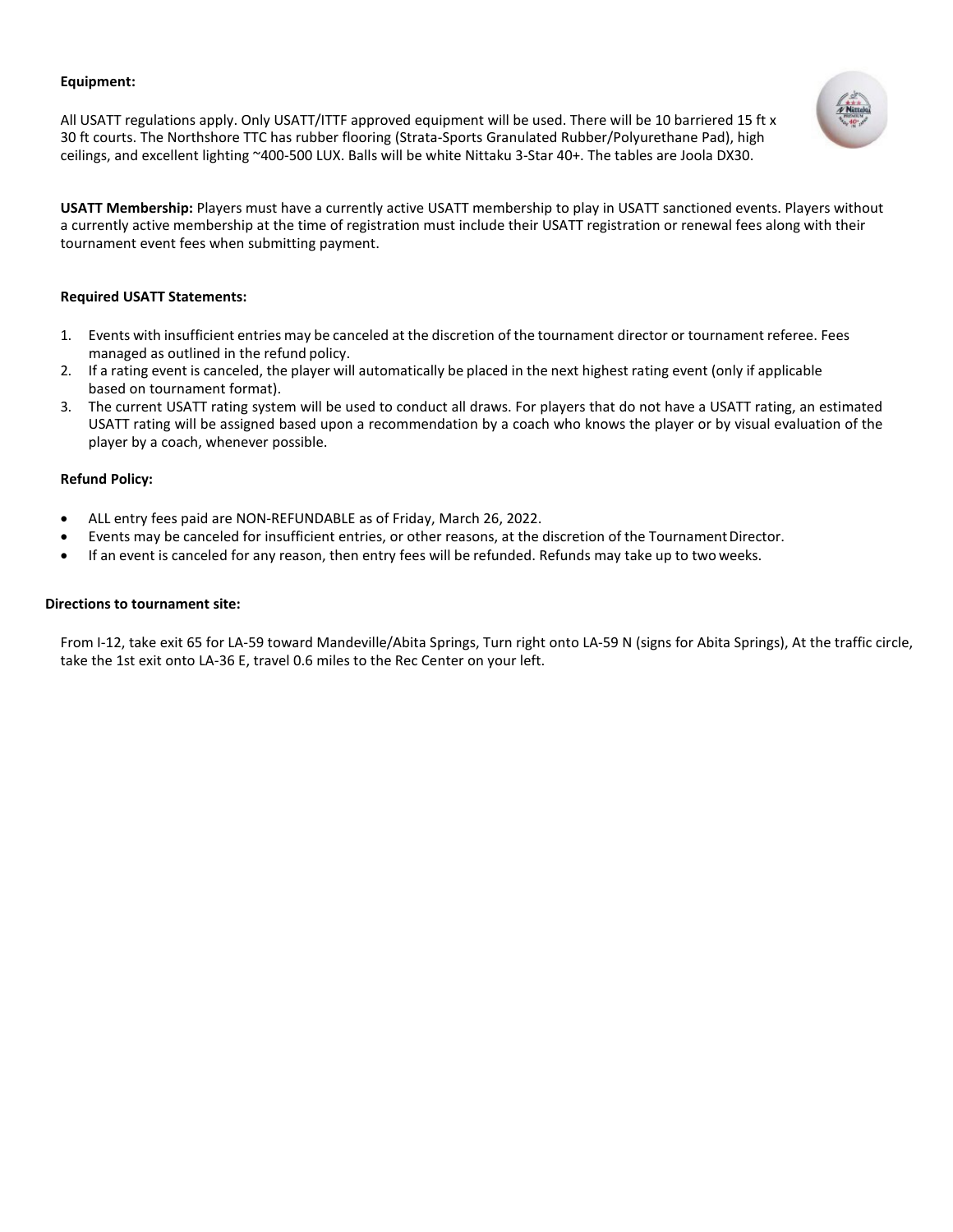**Equipment:**

All USATT regulations apply. Only USATT/ITTF approved equipment will be used. There will be 10 barriered 15 ft x 30 ft courts. The Northshore TTC has rubber flooring (Strata-Sports Granulated Rubber/Polyurethane Pad), high ceilings, and excellent lighting ~400-500 LUX. Balls will be white Nittaku 3-Star 40+. The tables are Joola DX30.

**USATT Membership:** Players must have a currently active USATT membership to play in USATT sanctioned events. Players without a currently active membership at the time of registration must include their USATT registration or renewal fees along with their tournament event fees when submitting payment.

**Required USATT Statements:**

1. Events with insufficient entries may be canceled at the discretion of the tournament director or tournament referee. Fees managed as outlined in the refund policy.
2. If a rating event is canceled, the player will automatically be placed in the next highest rating event (only if applicable based on tournament format).
3. The current USATT rating system will be used to conduct all draws. For players that do not have a USATT rating, an estimated USATT rating will be assigned based upon a recommendation by a coach who knows the player or by visual evaluation of the player by a coach, whenever possible.

**Refund Policy:**

- ALL entry fees paid are NON-REFUNDABLE as of Friday, March 26, 2022.
- Events may be canceled for insufficient entries, or other reasons, at the discretion of the Tournament Director.
- If an event is canceled for any reason, then entry fees will be refunded. Refunds may take up to two weeks.

**Directions to tournament site:**

From I-12, take exit 65 for LA-59 toward Mandeville/Abita Springs, Turn right onto LA-59 N (signs for Abita Springs), At the traffic circle, take the 1st exit onto LA-36 E, travel 0.6 miles to the Rec Center on your left.